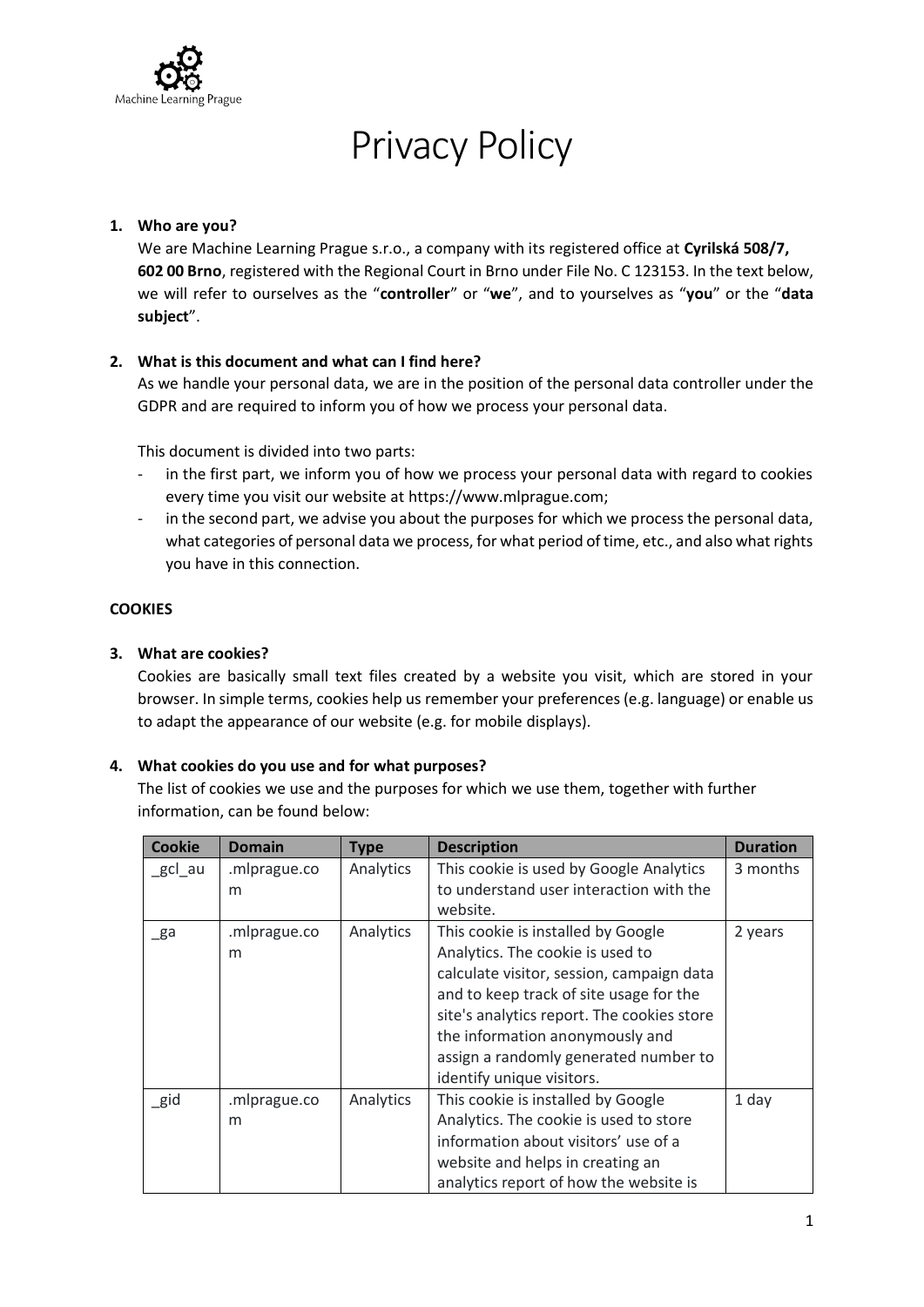# Privacy Policy

1. **Who are you?**
   We are Machine Learning Prague s.r.o., a company with its registered office at **Cyrilská 508/7, 602 00 Brno**, registered with the Regional Court in Brno under File No. C 123153. In the text below, we will refer to ourselves as the "**controller**" or "**we**", and to yourselves as "**you**" or the "**data subject**".

2. **What is this document and what can I find here?**
   As we handle your personal data, we are in the position of the personal data controller under the GDPR and are required to inform you of how we process your personal data.

   This document is divided into two parts:
   - in the first part, we inform you of how we process your personal data with regard to cookies every time you visit our website at https://www.mlprague.com;
   - in the second part, we advise you about the purposes for which we process the personal data, what categories of personal data we process, for what period of time, etc., and also what rights you have in this connection.

**COOKIES**

3. **What are cookies?**
   Cookies are basically small text files created by a website you visit, which are stored in your browser. In simple terms, cookies help us remember your preferences (e.g. language) or enable us to adapt the appearance of our website (e.g. for mobile displays).

4. **What cookies do you use and for what purposes?**
   The list of cookies we use and the purposes for which we use them, together with further information, can be found below:

| Cookie | Domain | Type | Description | Duration |
|---|---|---|---|---|
| _gcl_au | .mlprague.com | Analytics | This cookie is used by Google Analytics to understand user interaction with the website. | 3 months |
| _ga | .mlprague.com | Analytics | This cookie is installed by Google Analytics. The cookie is used to calculate visitor, session, campaign data and to keep track of site usage for the site's analytics report. The cookies store the information anonymously and assign a randomly generated number to identify unique visitors. | 2 years |
| _gid | .mlprague.com | Analytics | This cookie is installed by Google Analytics. The cookie is used to store information about visitors' use of a website and helps in creating an analytics report of how the website is | 1 day |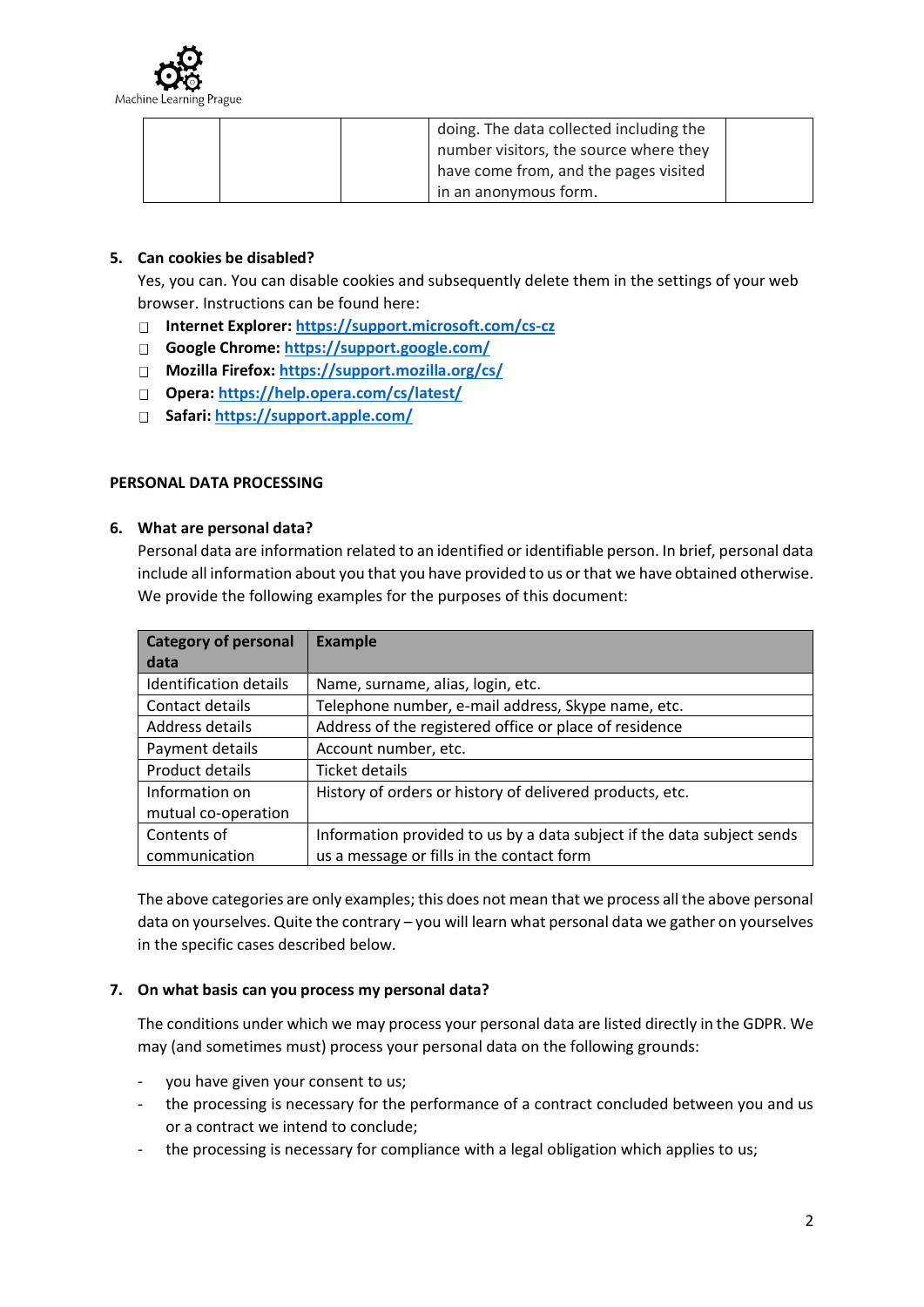| | | | doing. The data collected including the number visitors, the source where they have come from, and the pages visited in an anonymous form. | |
|---|---|---|---|---|

**5. Can cookies be disabled?**

Yes, you can. You can disable cookies and subsequently delete them in the settings of your web browser. Instructions can be found here:

- **Internet Explorer:** https://support.microsoft.com/cs-cz
- **Google Chrome:** https://support.google.com/
- **Mozilla Firefox:** https://support.mozilla.org/cs/
- **Opera:** https://help.opera.com/cs/latest/
- **Safari:** https://support.apple.com/

## PERSONAL DATA PROCESSING

**6. What are personal data?**

Personal data are information related to an identified or identifiable person. In brief, personal data include all information about you that you have provided to us or that we have obtained otherwise. We provide the following examples for the purposes of this document:

| Category of personal data | Example |
|---|---|
| Identification details | Name, surname, alias, login, etc. |
| Contact details | Telephone number, e-mail address, Skype name, etc. |
| Address details | Address of the registered office or place of residence |
| Payment details | Account number, etc. |
| Product details | Ticket details |
| Information on mutual co-operation | History of orders or history of delivered products, etc. |
| Contents of communication | Information provided to us by a data subject if the data subject sends us a message or fills in the contact form |

The above categories are only examples; this does not mean that we process all the above personal data on yourselves. Quite the contrary – you will learn what personal data we gather on yourselves in the specific cases described below.

**7. On what basis can you process my personal data?**

The conditions under which we may process your personal data are listed directly in the GDPR. We may (and sometimes must) process your personal data on the following grounds:

- you have given your consent to us;
- the processing is necessary for the performance of a contract concluded between you and us or a contract we intend to conclude;
- the processing is necessary for compliance with a legal obligation which applies to us;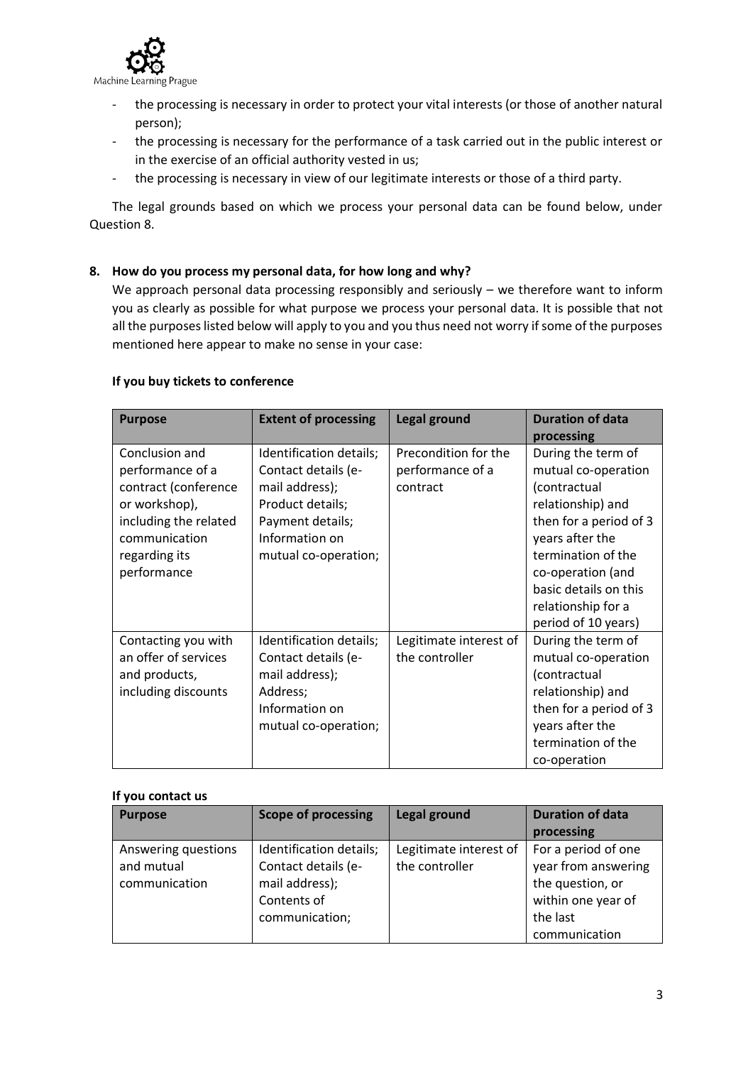- the processing is necessary in order to protect your vital interests (or those of another natural person);
- the processing is necessary for the performance of a task carried out in the public interest or in the exercise of an official authority vested in us;
- the processing is necessary in view of our legitimate interests or those of a third party.

The legal grounds based on which we process your personal data can be found below, under Question 8.

## 8. How do you process my personal data, for how long and why?

We approach personal data processing responsibly and seriously – we therefore want to inform you as clearly as possible for what purpose we process your personal data. It is possible that not all the purposes listed below will apply to you and you thus need not worry if some of the purposes mentioned here appear to make no sense in your case:

**If you buy tickets to conference**

| Purpose | Extent of processing | Legal ground | Duration of data processing |
|---|---|---|---|
| Conclusion and performance of a contract (conference or workshop), including the related communication regarding its performance | Identification details; Contact details (e-mail address); Product details; Payment details; Information on mutual co-operation; | Precondition for the performance of a contract | During the term of mutual co-operation (contractual relationship) and then for a period of 3 years after the termination of the co-operation (and basic details on this relationship for a period of 10 years) |
| Contacting you with an offer of services and products, including discounts | Identification details; Contact details (e-mail address); Address; Information on mutual co-operation; | Legitimate interest of the controller | During the term of mutual co-operation (contractual relationship) and then for a period of 3 years after the termination of the co-operation |

**If you contact us**

| Purpose | Scope of processing | Legal ground | Duration of data processing |
|---|---|---|---|
| Answering questions and mutual communication | Identification details; Contact details (e-mail address); Contents of communication; | Legitimate interest of the controller | For a period of one year from answering the question, or within one year of the last communication |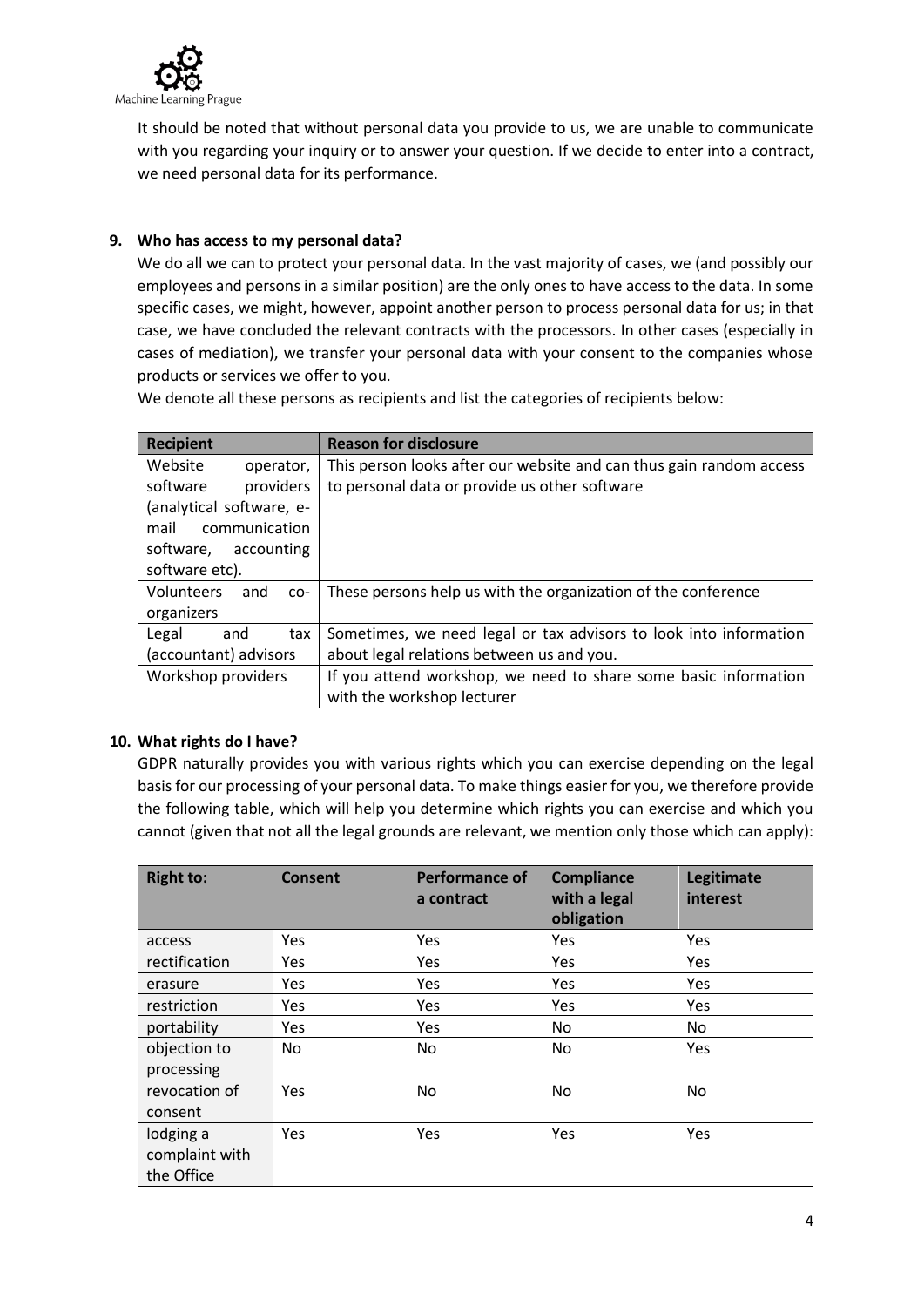It should be noted that without personal data you provide to us, we are unable to communicate with you regarding your inquiry or to answer your question. If we decide to enter into a contract, we need personal data for its performance.

## 9. Who has access to my personal data?

We do all we can to protect your personal data. In the vast majority of cases, we (and possibly our employees and persons in a similar position) are the only ones to have access to the data. In some specific cases, we might, however, appoint another person to process personal data for us; in that case, we have concluded the relevant contracts with the processors. In other cases (especially in cases of mediation), we transfer your personal data with your consent to the companies whose products or services we offer to you.

We denote all these persons as recipients and list the categories of recipients below:

| Recipient | Reason for disclosure |
|---|---|
| Website operator, software providers (analytical software, e-mail communication software, accounting software etc). | This person looks after our website and can thus gain random access to personal data or provide us other software |
| Volunteers and co-organizers | These persons help us with the organization of the conference |
| Legal and tax (accountant) advisors | Sometimes, we need legal or tax advisors to look into information about legal relations between us and you. |
| Workshop providers | If you attend workshop, we need to share some basic information with the workshop lecturer |

## 10. What rights do I have?

GDPR naturally provides you with various rights which you can exercise depending on the legal basis for our processing of your personal data. To make things easier for you, we therefore provide the following table, which will help you determine which rights you can exercise and which you cannot (given that not all the legal grounds are relevant, we mention only those which can apply):

| Right to: | Consent | Performance of a contract | Compliance with a legal obligation | Legitimate interest |
|---|---|---|---|---|
| access | Yes | Yes | Yes | Yes |
| rectification | Yes | Yes | Yes | Yes |
| erasure | Yes | Yes | Yes | Yes |
| restriction | Yes | Yes | Yes | Yes |
| portability | Yes | Yes | No | No |
| objection to processing | No | No | No | Yes |
| revocation of consent | Yes | No | No | No |
| lodging a complaint with the Office | Yes | Yes | Yes | Yes |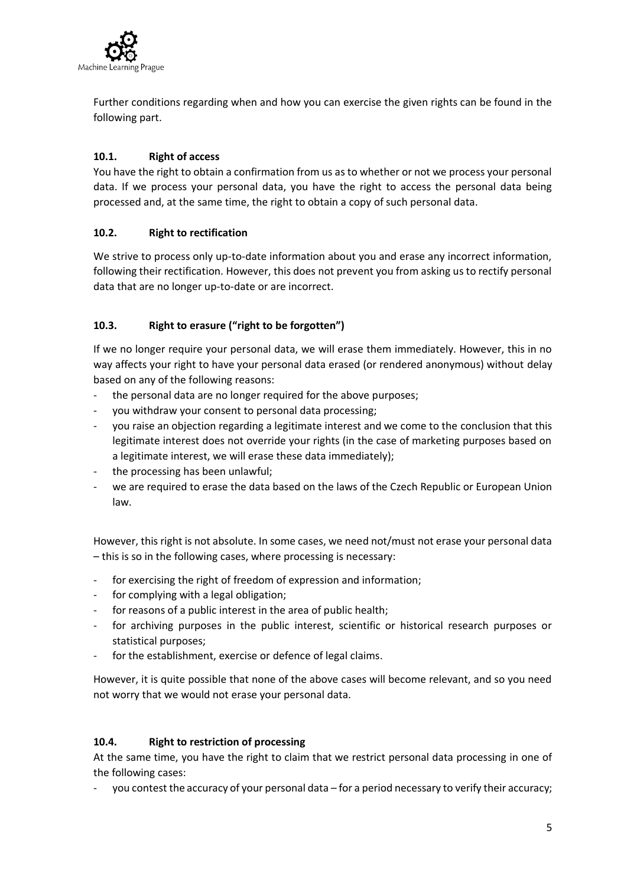Further conditions regarding when and how you can exercise the given rights can be found in the following part.

### 10.1. Right of access

You have the right to obtain a confirmation from us as to whether or not we process your personal data. If we process your personal data, you have the right to access the personal data being processed and, at the same time, the right to obtain a copy of such personal data.

### 10.2. Right to rectification

We strive to process only up-to-date information about you and erase any incorrect information, following their rectification. However, this does not prevent you from asking us to rectify personal data that are no longer up-to-date or are incorrect.

### 10.3. Right to erasure ("right to be forgotten")

If we no longer require your personal data, we will erase them immediately. However, this in no way affects your right to have your personal data erased (or rendered anonymous) without delay based on any of the following reasons:

- the personal data are no longer required for the above purposes;
- you withdraw your consent to personal data processing;
- you raise an objection regarding a legitimate interest and we come to the conclusion that this legitimate interest does not override your rights (in the case of marketing purposes based on a legitimate interest, we will erase these data immediately);
- the processing has been unlawful;
- we are required to erase the data based on the laws of the Czech Republic or European Union law.

However, this right is not absolute. In some cases, we need not/must not erase your personal data – this is so in the following cases, where processing is necessary:

- for exercising the right of freedom of expression and information;
- for complying with a legal obligation;
- for reasons of a public interest in the area of public health;
- for archiving purposes in the public interest, scientific or historical research purposes or statistical purposes;
- for the establishment, exercise or defence of legal claims.

However, it is quite possible that none of the above cases will become relevant, and so you need not worry that we would not erase your personal data.

### 10.4. Right to restriction of processing

At the same time, you have the right to claim that we restrict personal data processing in one of the following cases:

- you contest the accuracy of your personal data – for a period necessary to verify their accuracy;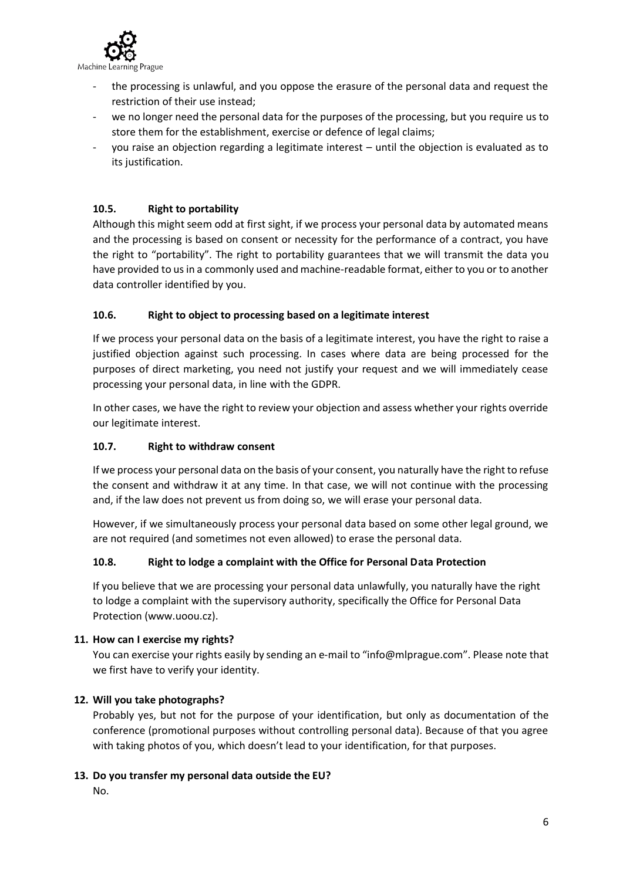- the processing is unlawful, and you oppose the erasure of the personal data and request the restriction of their use instead;
- we no longer need the personal data for the purposes of the processing, but you require us to store them for the establishment, exercise or defence of legal claims;
- you raise an objection regarding a legitimate interest – until the objection is evaluated as to its justification.

### 10.5. Right to portability

Although this might seem odd at first sight, if we process your personal data by automated means and the processing is based on consent or necessity for the performance of a contract, you have the right to "portability". The right to portability guarantees that we will transmit the data you have provided to us in a commonly used and machine-readable format, either to you or to another data controller identified by you.

### 10.6. Right to object to processing based on a legitimate interest

If we process your personal data on the basis of a legitimate interest, you have the right to raise a justified objection against such processing. In cases where data are being processed for the purposes of direct marketing, you need not justify your request and we will immediately cease processing your personal data, in line with the GDPR.

In other cases, we have the right to review your objection and assess whether your rights override our legitimate interest.

### 10.7. Right to withdraw consent

If we process your personal data on the basis of your consent, you naturally have the right to refuse the consent and withdraw it at any time. In that case, we will not continue with the processing and, if the law does not prevent us from doing so, we will erase your personal data.

However, if we simultaneously process your personal data based on some other legal ground, we are not required (and sometimes not even allowed) to erase the personal data.

### 10.8. Right to lodge a complaint with the Office for Personal Data Protection

If you believe that we are processing your personal data unlawfully, you naturally have the right to lodge a complaint with the supervisory authority, specifically the Office for Personal Data Protection (www.uoou.cz).

## 11. How can I exercise my rights?

You can exercise your rights easily by sending an e-mail to "info@mlprague.com". Please note that we first have to verify your identity.

## 12. Will you take photographs?

Probably yes, but not for the purpose of your identification, but only as documentation of the conference (promotional purposes without controlling personal data). Because of that you agree with taking photos of you, which doesn't lead to your identification, for that purposes.

## 13. Do you transfer my personal data outside the EU?

No.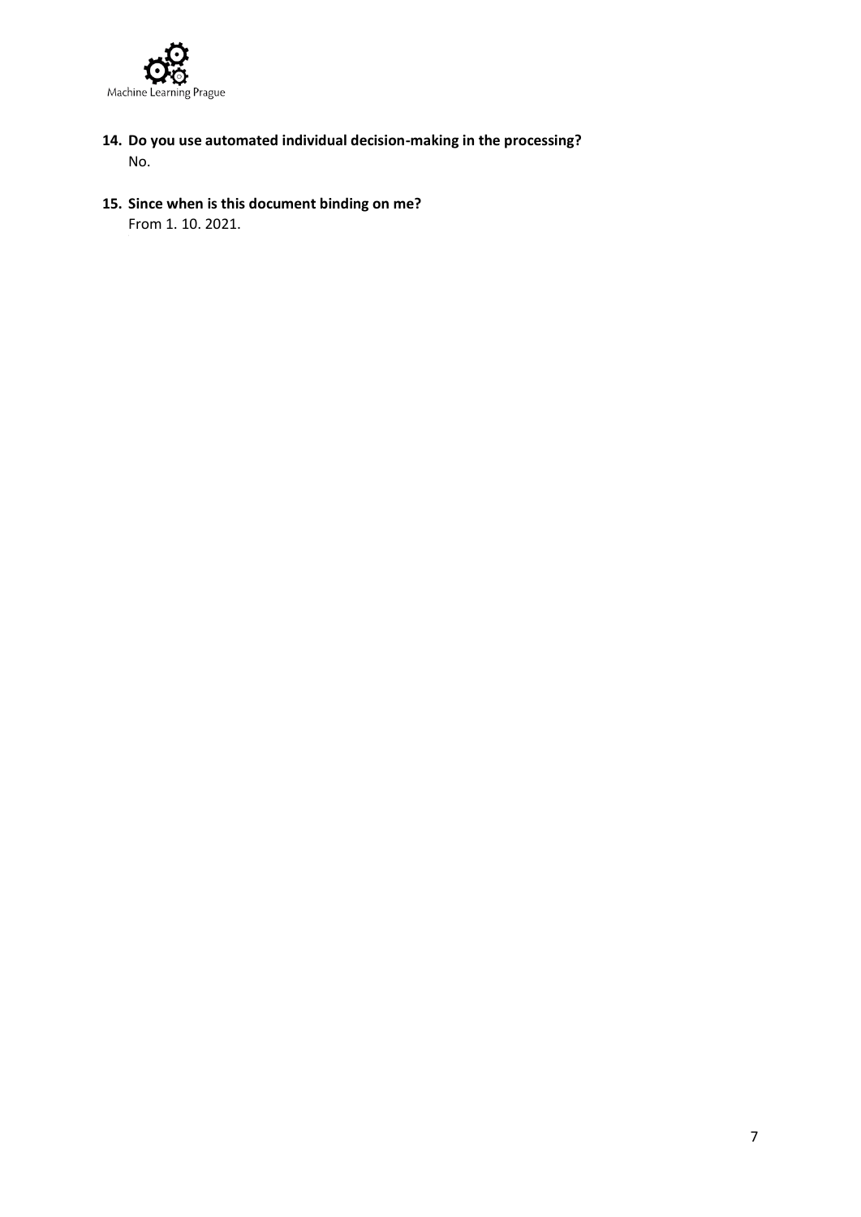**14. Do you use automated individual decision-making in the processing?**

No.

**15. Since when is this document binding on me?**

From 1. 10. 2021.